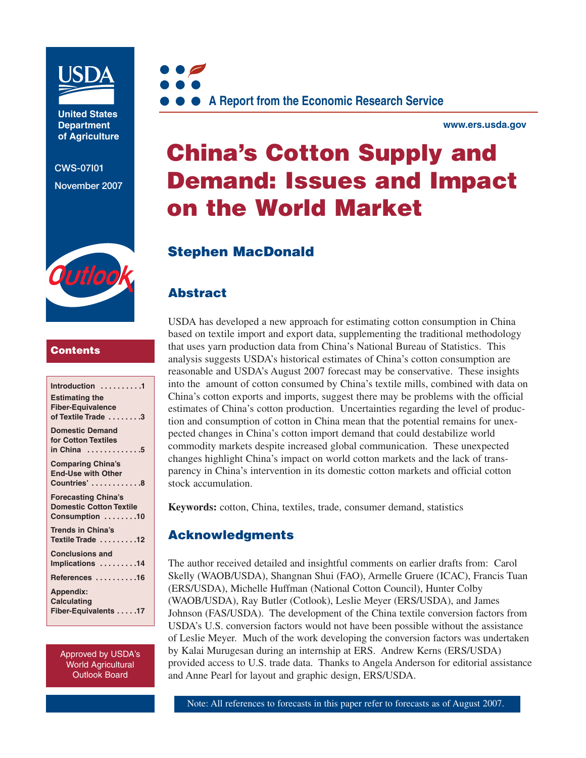United States Department of Agriculture

CWS-07I01

November 2007

A Report from the Economic Research Service

www.ers.usda.gov

# China's Cotton Supply and Demand: Issues and Impact on the World Market

## Stephen MacDonald

## Abstract

USDA has developed a new approach for estimating cotton consumption in China based on textile import and export data, supplementing the traditional methodology that uses yarn production data from China's National Bureau of Statistics. This analysis suggests USDA's historical estimates of China's cotton consumption are reasonable and USDA's August 2007 forecast may be conservative. These insights into the amount of cotton consumed by China's textile mills, combined with data on China's cotton exports and imports, suggest there may be problems with the official estimates of China's cotton production. Uncertainties regarding the level of production and consumption of cotton in China mean that the potential remains for unexpected changes in China's cotton import demand that could destabilize world commodity markets despite increased global communication. These unexpected changes highlight China's impact on world cotton markets and the lack of transparency in China's intervention in its domestic cotton markets and official cotton stock accumulation.

**Keywords:** cotton, China, textiles, trade, consumer demand, statistics

## Acknowledgments

The author received detailed and insightful comments on earlier drafts from: Carol Skelly (WAOB/USDA), Shangnan Shui (FAO), Armelle Gruere (ICAC), Francis Tuan (ERS/USDA), Michelle Huffman (National Cotton Council), Hunter Colby (WAOB/USDA), Ray Butler (Cotlook), Leslie Meyer (ERS/USDA), and James Johnson (FAS/USDA). The development of the China textile conversion factors from USDA's U.S. conversion factors would not have been possible without the assistance of Leslie Meyer. Much of the work developing the conversion factors was undertaken by Kalai Murugesan during an internship at ERS. Andrew Kerns (ERS/USDA) provided access to U.S. trade data. Thanks to Angela Anderson for editorial assistance and Anne Pearl for layout and graphic design, ERS/USDA.

Note: All references to forecasts in this paper refer to forecasts as of August 2007.

## Contents

- Introduction ..........1
- Estimating the Fiber-Equivalence of Textile Trade ........3
- Domestic Demand for Cotton Textiles in China .............5
- Comparing China's End-Use with Other Countries' ............8
- Forecasting China's Domestic Cotton Textile Consumption ........10
- Trends in China's Textile Trade .........12
- Conclusions and Implications .........14
- References ..........16
- Appendix: Calculating Fiber-Equivalents .....17

Approved by USDA's World Agricultural Outlook Board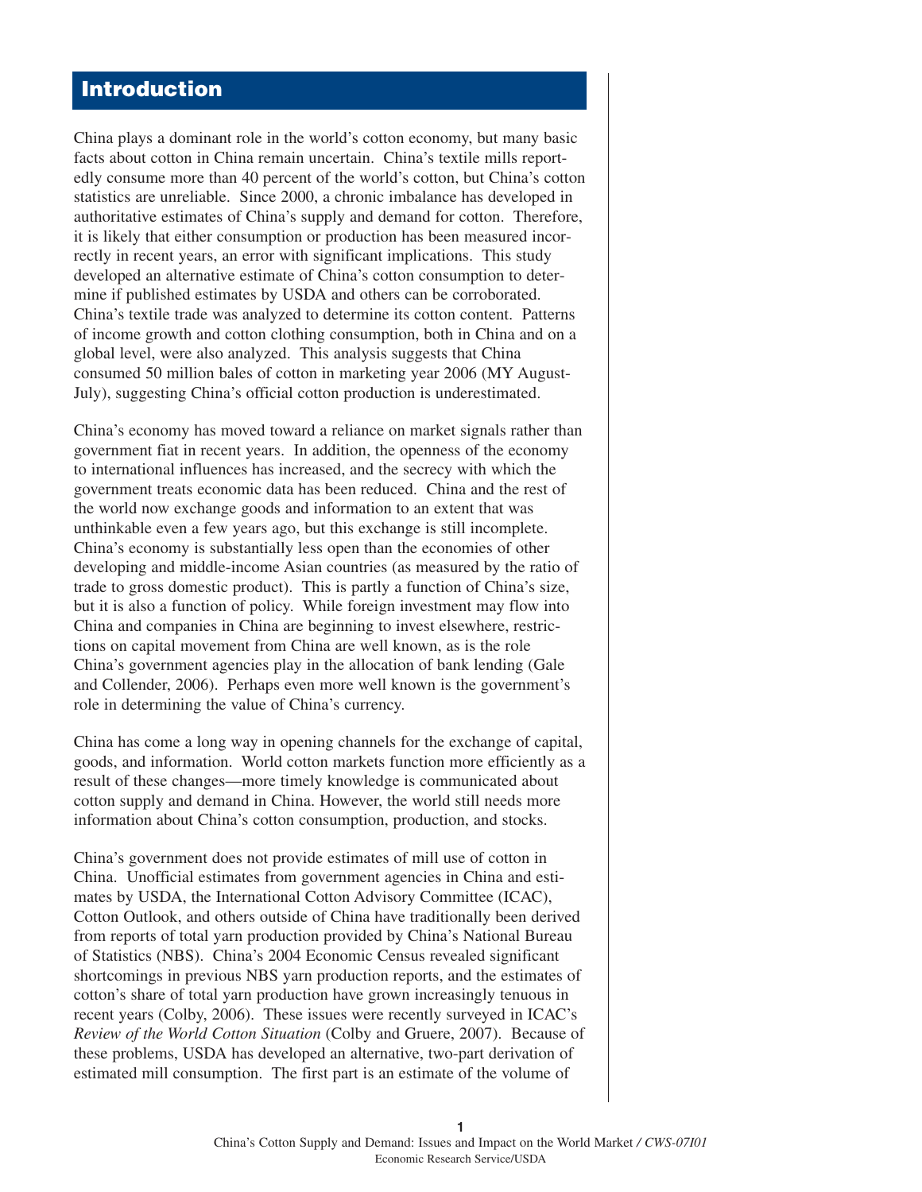# Introduction

China plays a dominant role in the world's cotton economy, but many basic facts about cotton in China remain uncertain. China's textile mills reportedly consume more than 40 percent of the world's cotton, but China's cotton statistics are unreliable. Since 2000, a chronic imbalance has developed in authoritative estimates of China's supply and demand for cotton. Therefore, it is likely that either consumption or production has been measured incorrectly in recent years, an error with significant implications. This study developed an alternative estimate of China's cotton consumption to determine if published estimates by USDA and others can be corroborated. China's textile trade was analyzed to determine its cotton content. Patterns of income growth and cotton clothing consumption, both in China and on a global level, were also analyzed. This analysis suggests that China consumed 50 million bales of cotton in marketing year 2006 (MY August-July), suggesting China's official cotton production is underestimated.

China's economy has moved toward a reliance on market signals rather than government fiat in recent years. In addition, the openness of the economy to international influences has increased, and the secrecy with which the government treats economic data has been reduced. China and the rest of the world now exchange goods and information to an extent that was unthinkable even a few years ago, but this exchange is still incomplete. China's economy is substantially less open than the economies of other developing and middle-income Asian countries (as measured by the ratio of trade to gross domestic product). This is partly a function of China's size, but it is also a function of policy. While foreign investment may flow into China and companies in China are beginning to invest elsewhere, restrictions on capital movement from China are well known, as is the role China's government agencies play in the allocation of bank lending (Gale and Collender, 2006). Perhaps even more well known is the government's role in determining the value of China's currency.

China has come a long way in opening channels for the exchange of capital, goods, and information. World cotton markets function more efficiently as a result of these changes—more timely knowledge is communicated about cotton supply and demand in China. However, the world still needs more information about China's cotton consumption, production, and stocks.

China's government does not provide estimates of mill use of cotton in China. Unofficial estimates from government agencies in China and estimates by USDA, the International Cotton Advisory Committee (ICAC), Cotton Outlook, and others outside of China have traditionally been derived from reports of total yarn production provided by China's National Bureau of Statistics (NBS). China's 2004 Economic Census revealed significant shortcomings in previous NBS yarn production reports, and the estimates of cotton's share of total yarn production have grown increasingly tenuous in recent years (Colby, 2006). These issues were recently surveyed in ICAC's *Review of the World Cotton Situation* (Colby and Gruere, 2007). Because of these problems, USDA has developed an alternative, two-part derivation of estimated mill consumption. The first part is an estimate of the volume of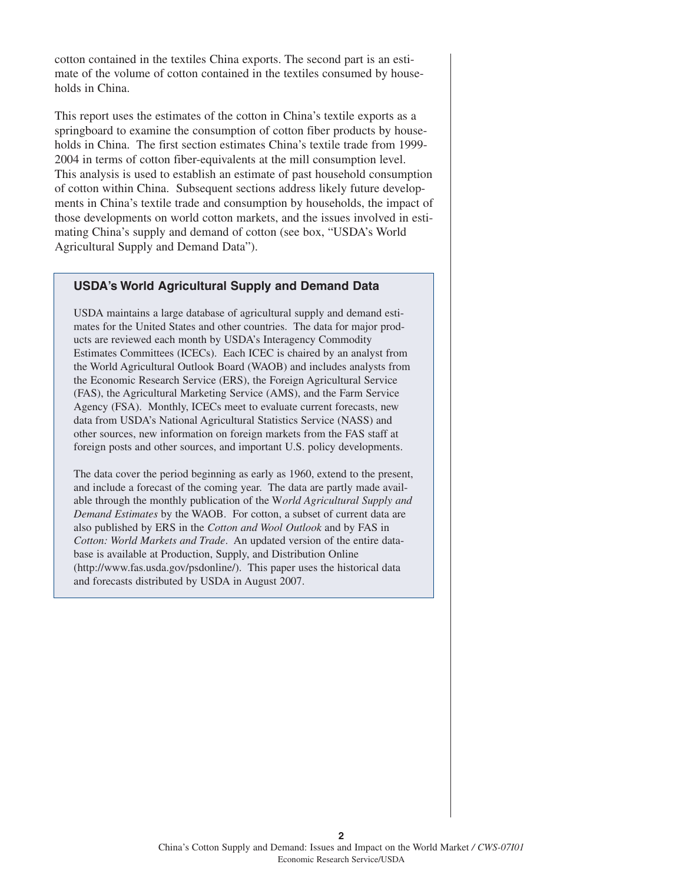cotton contained in the textiles China exports. The second part is an estimate of the volume of cotton contained in the textiles consumed by households in China.

This report uses the estimates of the cotton in China's textile exports as a springboard to examine the consumption of cotton fiber products by households in China. The first section estimates China's textile trade from 1999-2004 in terms of cotton fiber-equivalents at the mill consumption level. This analysis is used to establish an estimate of past household consumption of cotton within China. Subsequent sections address likely future developments in China's textile trade and consumption by households, the impact of those developments on world cotton markets, and the issues involved in estimating China's supply and demand of cotton (see box, "USDA's World Agricultural Supply and Demand Data").

### USDA's World Agricultural Supply and Demand Data

USDA maintains a large database of agricultural supply and demand estimates for the United States and other countries. The data for major products are reviewed each month by USDA's Interagency Commodity Estimates Committees (ICECs). Each ICEC is chaired by an analyst from the World Agricultural Outlook Board (WAOB) and includes analysts from the Economic Research Service (ERS), the Foreign Agricultural Service (FAS), the Agricultural Marketing Service (AMS), and the Farm Service Agency (FSA). Monthly, ICECs meet to evaluate current forecasts, new data from USDA's National Agricultural Statistics Service (NASS) and other sources, new information on foreign markets from the FAS staff at foreign posts and other sources, and important U.S. policy developments.

The data cover the period beginning as early as 1960, extend to the present, and include a forecast of the coming year. The data are partly made available through the monthly publication of the *World Agricultural Supply and Demand Estimates* by the WAOB. For cotton, a subset of current data are also published by ERS in the *Cotton and Wool Outlook* and by FAS in *Cotton: World Markets and Trade*. An updated version of the entire database is available at Production, Supply, and Distribution Online (http://www.fas.usda.gov/psdonline/). This paper uses the historical data and forecasts distributed by USDA in August 2007.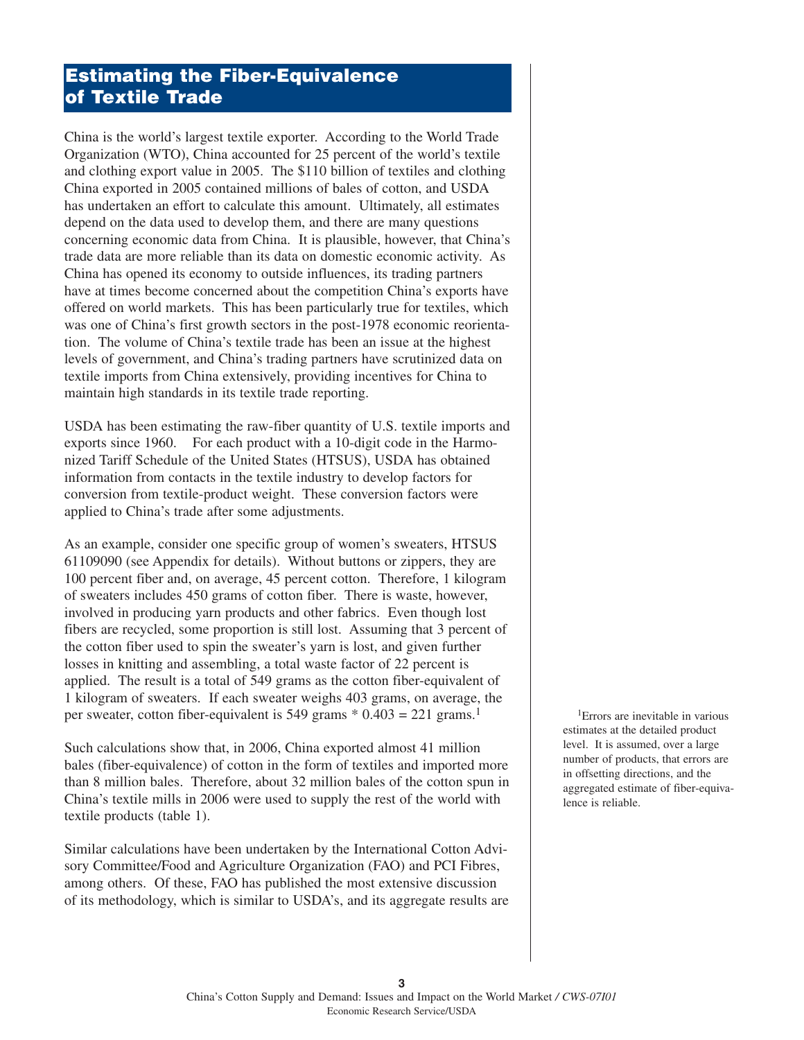## Estimating the Fiber-Equivalence of Textile Trade

China is the world's largest textile exporter. According to the World Trade Organization (WTO), China accounted for 25 percent of the world's textile and clothing export value in 2005. The $110 billion of textiles and clothing China exported in 2005 contained millions of bales of cotton, and USDA has undertaken an effort to calculate this amount. Ultimately, all estimates depend on the data used to develop them, and there are many questions concerning economic data from China. It is plausible, however, that China's trade data are more reliable than its data on domestic economic activity. As China has opened its economy to outside influences, its trading partners have at times become concerned about the competition China's exports have offered on world markets. This has been particularly true for textiles, which was one of China's first growth sectors in the post-1978 economic reorientation. The volume of China's textile trade has been an issue at the highest levels of government, and China's trading partners have scrutinized data on textile imports from China extensively, providing incentives for China to maintain high standards in its textile trade reporting.

USDA has been estimating the raw-fiber quantity of U.S. textile imports and exports since 1960. For each product with a 10-digit code in the Harmonized Tariff Schedule of the United States (HTSUS), USDA has obtained information from contacts in the textile industry to develop factors for conversion from textile-product weight. These conversion factors were applied to China's trade after some adjustments.

As an example, consider one specific group of women's sweaters, HTSUS 61109090 (see Appendix for details). Without buttons or zippers, they are 100 percent fiber and, on average, 45 percent cotton. Therefore, 1 kilogram of sweaters includes 450 grams of cotton fiber. There is waste, however, involved in producing yarn products and other fabrics. Even though lost fibers are recycled, some proportion is still lost. Assuming that 3 percent of the cotton fiber used to spin the sweater's yarn is lost, and given further losses in knitting and assembling, a total waste factor of 22 percent is applied. The result is a total of 549 grams as the cotton fiber-equivalent of 1 kilogram of sweaters. If each sweater weighs 403 grams, on average, the per sweater, cotton fiber-equivalent is 549 grams * 0.403 = 221 grams.[1]

Such calculations show that, in 2006, China exported almost 41 million bales (fiber-equivalence) of cotton in the form of textiles and imported more than 8 million bales. Therefore, about 32 million bales of the cotton spun in China's textile mills in 2006 were used to supply the rest of the world with textile products (table 1).

Similar calculations have been undertaken by the International Cotton Advisory Committee/Food and Agriculture Organization (FAO) and PCI Fibres, among others. Of these, FAO has published the most extensive discussion of its methodology, which is similar to USDA's, and its aggregate results are

[1] Errors are inevitable in various estimates at the detailed product level. It is assumed, over a large number of products, that errors are in offsetting directions, and the aggregated estimate of fiber-equivalence is reliable.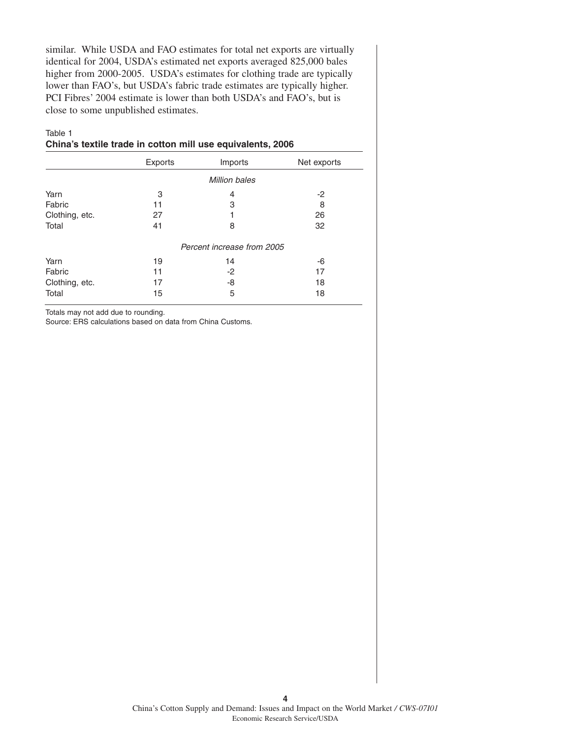similar. While USDA and FAO estimates for total net exports are virtually identical for 2004, USDA's estimated net exports averaged 825,000 bales higher from 2000-2005. USDA's estimates for clothing trade are typically lower than FAO's, but USDA's fabric trade estimates are typically higher. PCI Fibres' 2004 estimate is lower than both USDA's and FAO's, but is close to some unpublished estimates.

Table 1
**China's textile trade in cotton mill use equivalents, 2006**

| | Exports | Imports | Net exports |
|---|---|---|---|
| | | *Million bales* | |
| Yarn | 3 | 4 | -2 |
| Fabric | 11 | 3 | 8 |
| Clothing, etc. | 27 | 1 | 26 |
| Total | 41 | 8 | 32 |
| | | *Percent increase from 2005* | |
| Yarn | 19 | 14 | -6 |
| Fabric | 11 | -2 | 17 |
| Clothing, etc. | 17 | -8 | 18 |
| Total | 15 | 5 | 18 |

Totals may not add due to rounding.
Source: ERS calculations based on data from China Customs.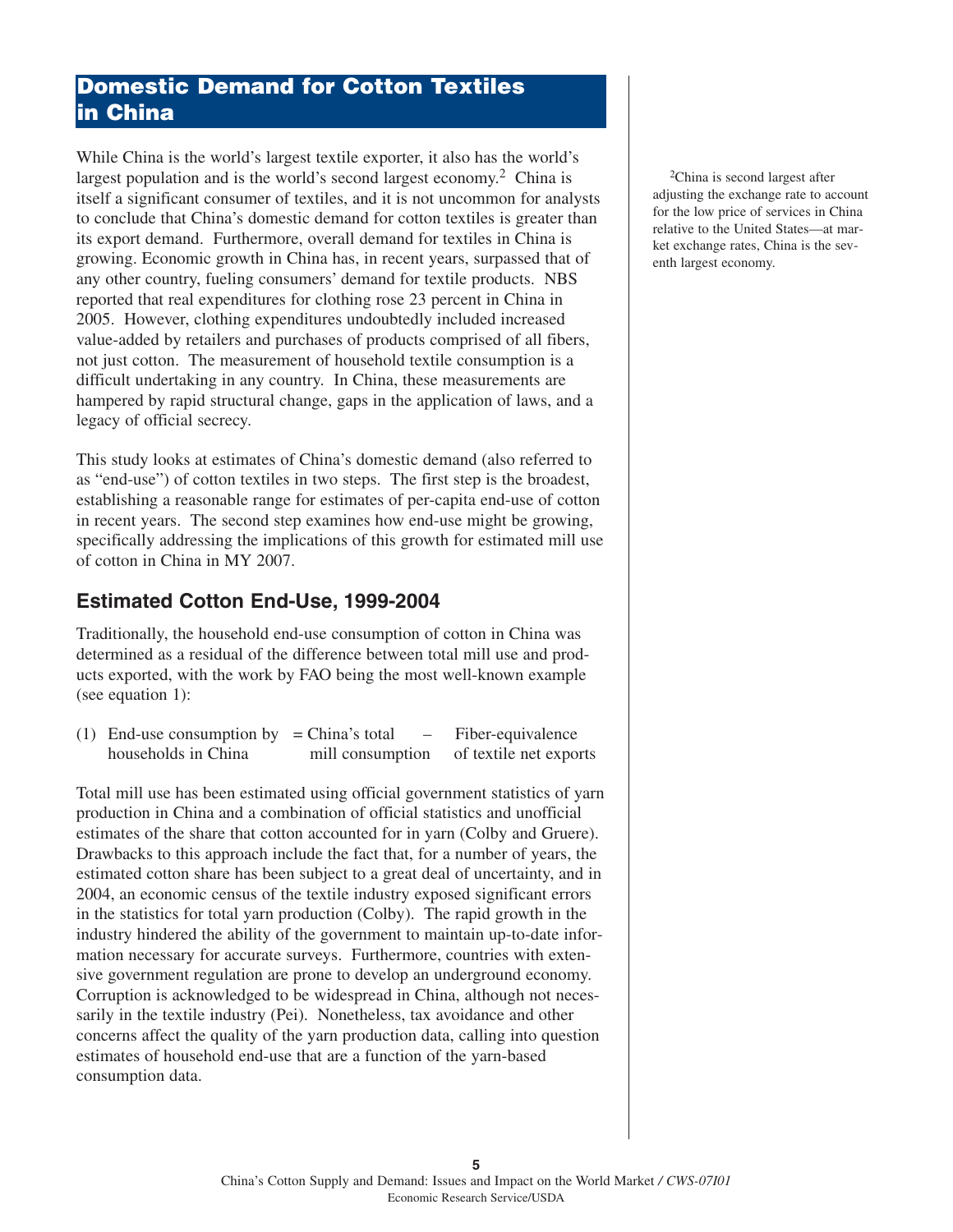## Domestic Demand for Cotton Textiles in China

While China is the world's largest textile exporter, it also has the world's largest population and is the world's second largest economy.[2] China is itself a significant consumer of textiles, and it is not uncommon for analysts to conclude that China's domestic demand for cotton textiles is greater than its export demand. Furthermore, overall demand for textiles in China is growing. Economic growth in China has, in recent years, surpassed that of any other country, fueling consumers' demand for textile products. NBS reported that real expenditures for clothing rose 23 percent in China in 2005. However, clothing expenditures undoubtedly included increased value-added by retailers and purchases of products comprised of all fibers, not just cotton. The measurement of household textile consumption is a difficult undertaking in any country. In China, these measurements are hampered by rapid structural change, gaps in the application of laws, and a legacy of official secrecy.

[2] China is second largest after adjusting the exchange rate to account for the low price of services in China relative to the United States—at market exchange rates, China is the seventh largest economy.

This study looks at estimates of China's domestic demand (also referred to as "end-use") of cotton textiles in two steps. The first step is the broadest, establishing a reasonable range for estimates of per-capita end-use of cotton in recent years. The second step examines how end-use might be growing, specifically addressing the implications of this growth for estimated mill use of cotton in China in MY 2007.

### Estimated Cotton End-Use, 1999-2004

Traditionally, the household end-use consumption of cotton in China was determined as a residual of the difference between total mill use and products exported, with the work by FAO being the most well-known example (see equation 1):

(1) End-use consumption by households in China = China's total mill consumption – Fiber-equivalence of textile net exports

Total mill use has been estimated using official government statistics of yarn production in China and a combination of official statistics and unofficial estimates of the share that cotton accounted for in yarn (Colby and Gruere). Drawbacks to this approach include the fact that, for a number of years, the estimated cotton share has been subject to a great deal of uncertainty, and in 2004, an economic census of the textile industry exposed significant errors in the statistics for total yarn production (Colby). The rapid growth in the industry hindered the ability of the government to maintain up-to-date information necessary for accurate surveys. Furthermore, countries with extensive government regulation are prone to develop an underground economy. Corruption is acknowledged to be widespread in China, although not necessarily in the textile industry (Pei). Nonetheless, tax avoidance and other concerns affect the quality of the yarn production data, calling into question estimates of household end-use that are a function of the yarn-based consumption data.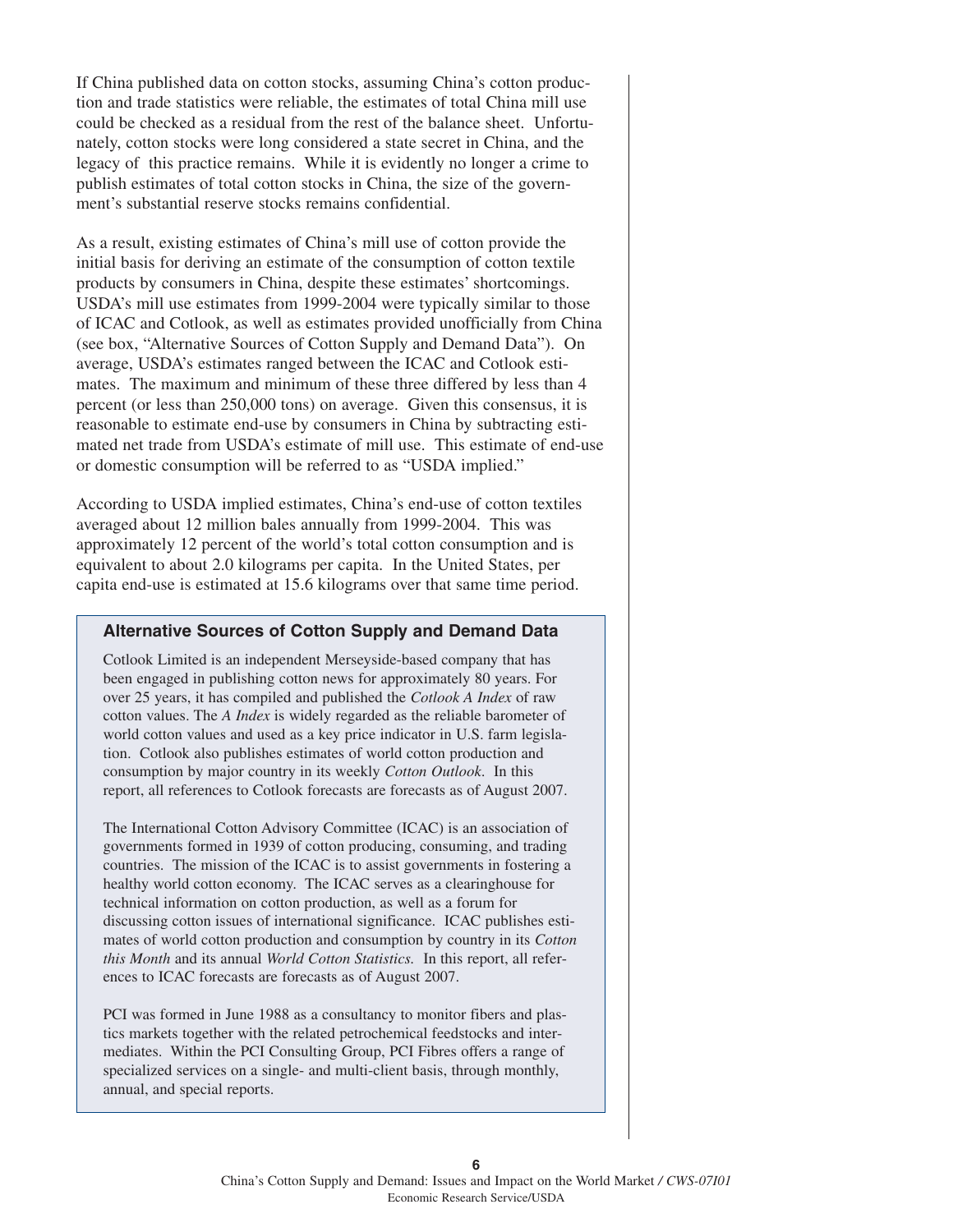If China published data on cotton stocks, assuming China's cotton production and trade statistics were reliable, the estimates of total China mill use could be checked as a residual from the rest of the balance sheet. Unfortunately, cotton stocks were long considered a state secret in China, and the legacy of this practice remains. While it is evidently no longer a crime to publish estimates of total cotton stocks in China, the size of the government's substantial reserve stocks remains confidential.

As a result, existing estimates of China's mill use of cotton provide the initial basis for deriving an estimate of the consumption of cotton textile products by consumers in China, despite these estimates' shortcomings. USDA's mill use estimates from 1999-2004 were typically similar to those of ICAC and Cotlook, as well as estimates provided unofficially from China (see box, "Alternative Sources of Cotton Supply and Demand Data"). On average, USDA's estimates ranged between the ICAC and Cotlook estimates. The maximum and minimum of these three differed by less than 4 percent (or less than 250,000 tons) on average. Given this consensus, it is reasonable to estimate end-use by consumers in China by subtracting estimated net trade from USDA's estimate of mill use. This estimate of end-use or domestic consumption will be referred to as "USDA implied."

According to USDA implied estimates, China's end-use of cotton textiles averaged about 12 million bales annually from 1999-2004. This was approximately 12 percent of the world's total cotton consumption and is equivalent to about 2.0 kilograms per capita. In the United States, per capita end-use is estimated at 15.6 kilograms over that same time period.

### Alternative Sources of Cotton Supply and Demand Data

Cotlook Limited is an independent Merseyside-based company that has been engaged in publishing cotton news for approximately 80 years. For over 25 years, it has compiled and published the *Cotlook A Index* of raw cotton values. The *A Index* is widely regarded as the reliable barometer of world cotton values and used as a key price indicator in U.S. farm legislation. Cotlook also publishes estimates of world cotton production and consumption by major country in its weekly *Cotton Outlook*. In this report, all references to Cotlook forecasts are forecasts as of August 2007.

The International Cotton Advisory Committee (ICAC) is an association of governments formed in 1939 of cotton producing, consuming, and trading countries. The mission of the ICAC is to assist governments in fostering a healthy world cotton economy. The ICAC serves as a clearinghouse for technical information on cotton production, as well as a forum for discussing cotton issues of international significance. ICAC publishes estimates of world cotton production and consumption by country in its *Cotton this Month* and its annual *World Cotton Statistics*. In this report, all references to ICAC forecasts are forecasts as of August 2007.

PCI was formed in June 1988 as a consultancy to monitor fibers and plastics markets together with the related petrochemical feedstocks and intermediates. Within the PCI Consulting Group, PCI Fibres offers a range of specialized services on a single- and multi-client basis, through monthly, annual, and special reports.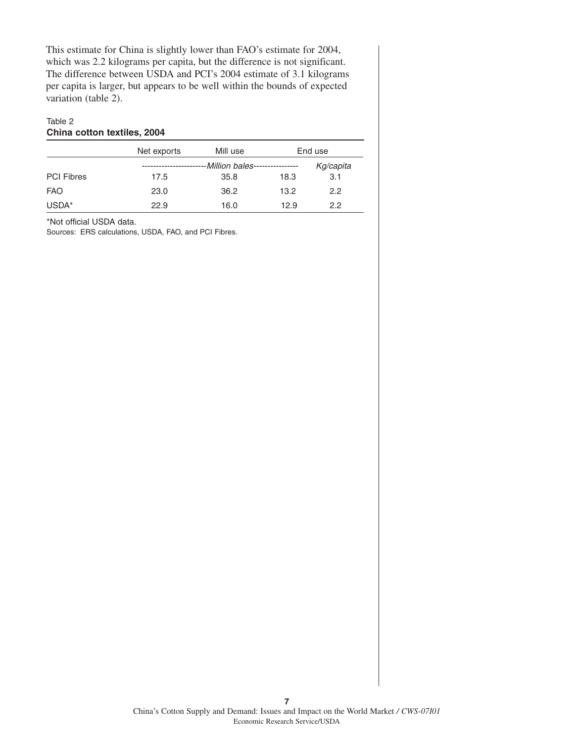This estimate for China is slightly lower than FAO's estimate for 2004, which was 2.2 kilograms per capita, but the difference is not significant. The difference between USDA and PCI's 2004 estimate of 3.1 kilograms per capita is larger, but appears to be well within the bounds of expected variation (table 2).

Table 2

**China cotton textiles, 2004**

| | Net exports | Mill use | End use | |
|---|---|---|---|---|
| | *Million bales* | | | *Kg/capita* |
| PCI Fibres | 17.5 | 35.8 | 18.3 | 3.1 |
| FAO | 23.0 | 36.2 | 13.2 | 2.2 |
| USDA* | 22.9 | 16.0 | 12.9 | 2.2 |

*Not official USDA data.

Sources: ERS calculations, USDA, FAO, and PCI Fibres.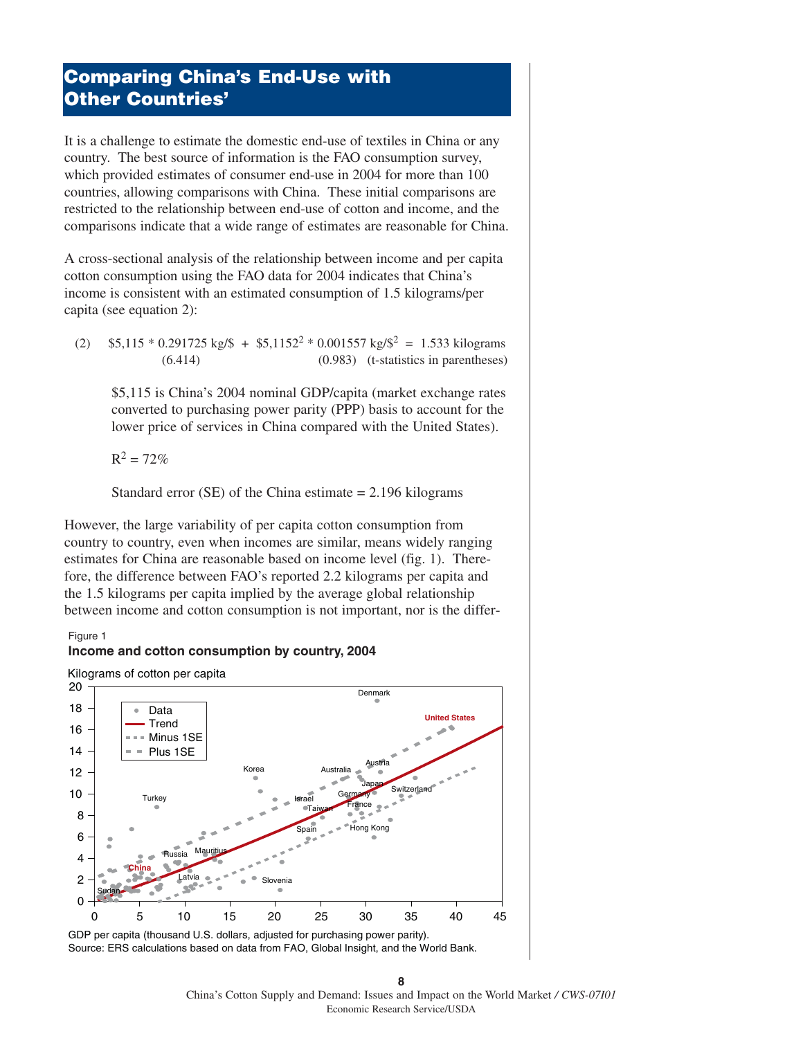## Comparing China's End-Use with Other Countries'

It is a challenge to estimate the domestic end-use of textiles in China or any country. The best source of information is the FAO consumption survey, which provided estimates of consumer end-use in 2004 for more than 100 countries, allowing comparisons with China. These initial comparisons are restricted to the relationship between end-use of cotton and income, and the comparisons indicate that a wide range of estimates are reasonable for China.

A cross-sectional analysis of the relationship between income and per capita cotton consumption using the FAO data for 2004 indicates that China's income is consistent with an estimated consumption of 1.5 kilograms/per capita (see equation 2):

$$\text{(2)} \quad \$5{,}115 * 0.291725 \text{ kg/\$} + \$5{,}1152^2 * 0.001557 \text{ kg/\$}^2 = 1.533 \text{ kilograms}$$

$$(6.414) \qquad\qquad (0.983) \quad \text{(t-statistics in parentheses)}$$

$5,115 is China's 2004 nominal GDP/capita (market exchange rates converted to purchasing power parity (PPP) basis to account for the lower price of services in China compared with the United States).

$R^2 = 72\%$

Standard error (SE) of the China estimate = 2.196 kilograms

However, the large variability of per capita cotton consumption from country to country, even when incomes are similar, means widely ranging estimates for China are reasonable based on income level (fig. 1). Therefore, the difference between FAO's reported 2.2 kilograms per capita and the 1.5 kilograms per capita implied by the average global relationship between income and cotton consumption is not important, nor is the differ-

Figure 1

**Income and cotton consumption by country, 2004**

GDP per capita (thousand U.S. dollars, adjusted for purchasing power parity).
Source: ERS calculations based on data from FAO, Global Insight, and the World Bank.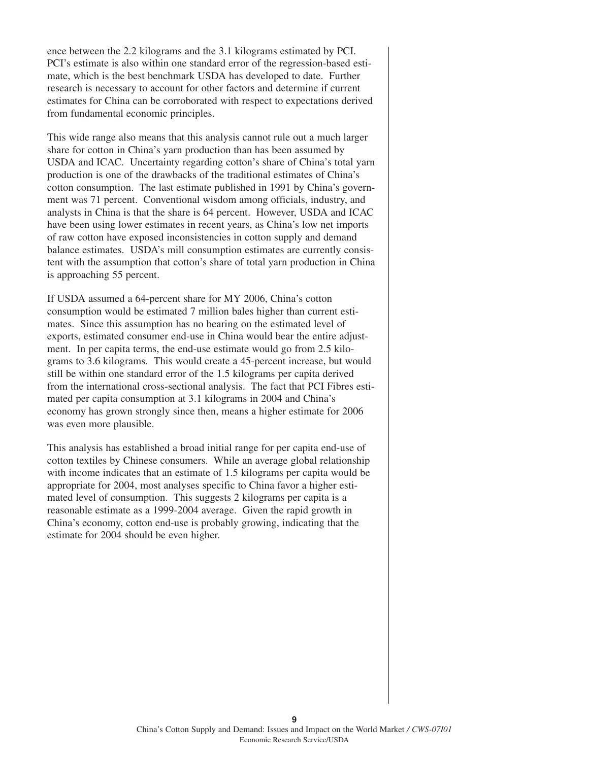ence between the 2.2 kilograms and the 3.1 kilograms estimated by PCI. PCI's estimate is also within one standard error of the regression-based estimate, which is the best benchmark USDA has developed to date. Further research is necessary to account for other factors and determine if current estimates for China can be corroborated with respect to expectations derived from fundamental economic principles.

This wide range also means that this analysis cannot rule out a much larger share for cotton in China's yarn production than has been assumed by USDA and ICAC. Uncertainty regarding cotton's share of China's total yarn production is one of the drawbacks of the traditional estimates of China's cotton consumption. The last estimate published in 1991 by China's government was 71 percent. Conventional wisdom among officials, industry, and analysts in China is that the share is 64 percent. However, USDA and ICAC have been using lower estimates in recent years, as China's low net imports of raw cotton have exposed inconsistencies in cotton supply and demand balance estimates. USDA's mill consumption estimates are currently consistent with the assumption that cotton's share of total yarn production in China is approaching 55 percent.

If USDA assumed a 64-percent share for MY 2006, China's cotton consumption would be estimated 7 million bales higher than current estimates. Since this assumption has no bearing on the estimated level of exports, estimated consumer end-use in China would bear the entire adjustment. In per capita terms, the end-use estimate would go from 2.5 kilograms to 3.6 kilograms. This would create a 45-percent increase, but would still be within one standard error of the 1.5 kilograms per capita derived from the international cross-sectional analysis. The fact that PCI Fibres estimated per capita consumption at 3.1 kilograms in 2004 and China's economy has grown strongly since then, means a higher estimate for 2006 was even more plausible.

This analysis has established a broad initial range for per capita end-use of cotton textiles by Chinese consumers. While an average global relationship with income indicates that an estimate of 1.5 kilograms per capita would be appropriate for 2004, most analyses specific to China favor a higher estimated level of consumption. This suggests 2 kilograms per capita is a reasonable estimate as a 1999-2004 average. Given the rapid growth in China's economy, cotton end-use is probably growing, indicating that the estimate for 2004 should be even higher.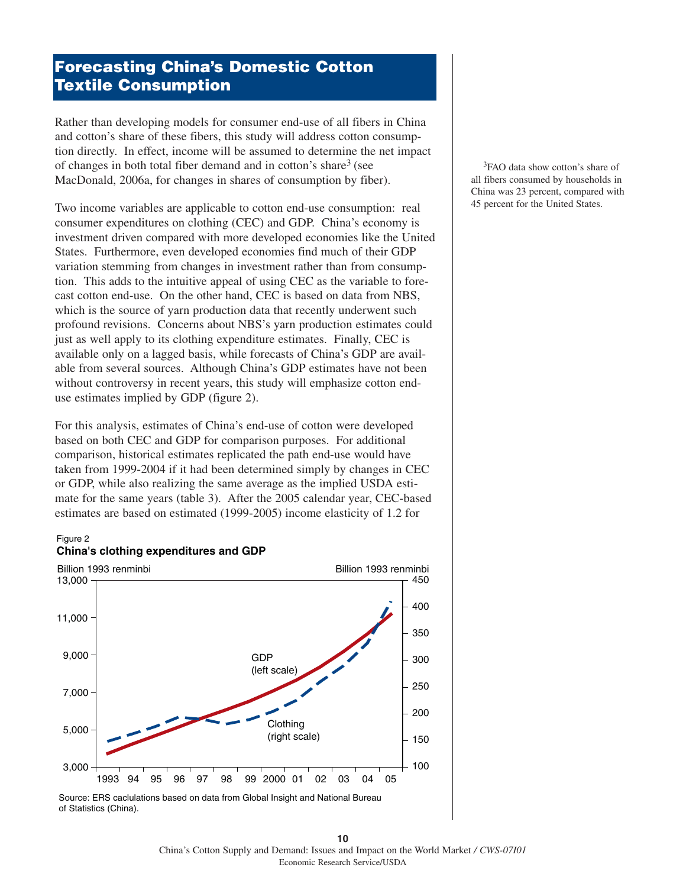## Forecasting China's Domestic Cotton Textile Consumption

Rather than developing models for consumer end-use of all fibers in China and cotton's share of these fibers, this study will address cotton consumption directly. In effect, income will be assumed to determine the net impact of changes in both total fiber demand and in cotton's share[3] (see MacDonald, 2006a, for changes in shares of consumption by fiber).

Two income variables are applicable to cotton end-use consumption: real consumer expenditures on clothing (CEC) and GDP. China's economy is investment driven compared with more developed economies like the United States. Furthermore, even developed economies find much of their GDP variation stemming from changes in investment rather than from consumption. This adds to the intuitive appeal of using CEC as the variable to forecast cotton end-use. On the other hand, CEC is based on data from NBS, which is the source of yarn production data that recently underwent such profound revisions. Concerns about NBS's yarn production estimates could just as well apply to its clothing expenditure estimates. Finally, CEC is available only on a lagged basis, while forecasts of China's GDP are available from several sources. Although China's GDP estimates have not been without controversy in recent years, this study will emphasize cotton end-use estimates implied by GDP (figure 2).

For this analysis, estimates of China's end-use of cotton were developed based on both CEC and GDP for comparison purposes. For additional comparison, historical estimates replicated the path end-use would have taken from 1999-2004 if it had been determined simply by changes in CEC or GDP, while also realizing the same average as the implied USDA estimate for the same years (table 3). After the 2005 calendar year, CEC-based estimates are based on estimated (1999-2005) income elasticity of 1.2 for

[3] FAO data show cotton's share of all fibers consumed by households in China was 23 percent, compared with 45 percent for the United States.

Figure 2
**China's clothing expenditures and GDP**

Source: ERS caclulations based on data from Global Insight and National Bureau of Statistics (China).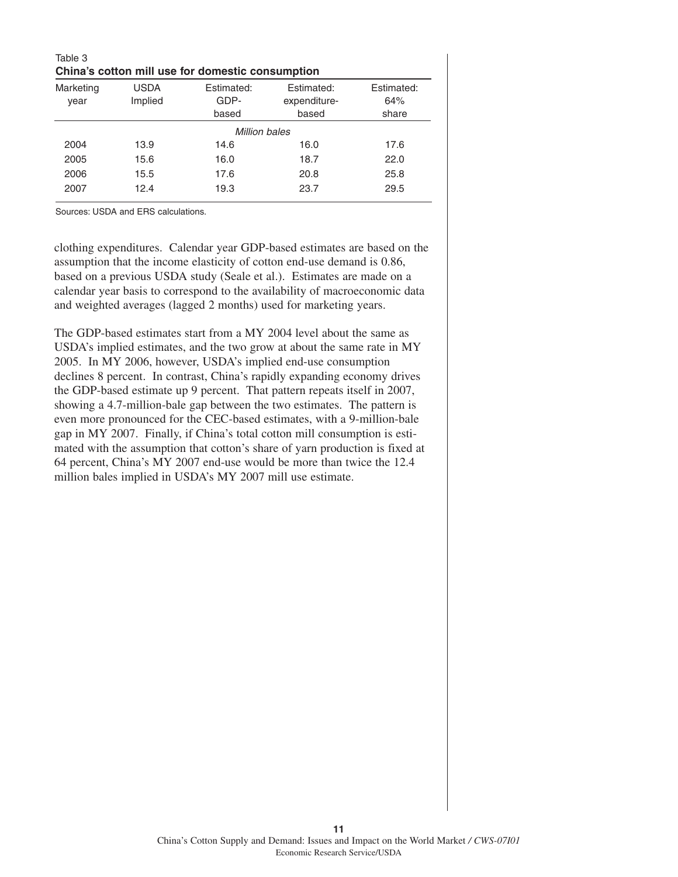Table 3
**China's cotton mill use for domestic consumption**

| Marketing year | USDA Implied | Estimated: GDP-based | Estimated: expenditure-based | Estimated: 64% share |
|---|---|---|---|---|
| | | *Million bales* | | |
| 2004 | 13.9 | 14.6 | 16.0 | 17.6 |
| 2005 | 15.6 | 16.0 | 18.7 | 22.0 |
| 2006 | 15.5 | 17.6 | 20.8 | 25.8 |
| 2007 | 12.4 | 19.3 | 23.7 | 29.5 |

Sources: USDA and ERS calculations.

clothing expenditures. Calendar year GDP-based estimates are based on the assumption that the income elasticity of cotton end-use demand is 0.86, based on a previous USDA study (Seale et al.). Estimates are made on a calendar year basis to correspond to the availability of macroeconomic data and weighted averages (lagged 2 months) used for marketing years.

The GDP-based estimates start from a MY 2004 level about the same as USDA's implied estimates, and the two grow at about the same rate in MY 2005. In MY 2006, however, USDA's implied end-use consumption declines 8 percent. In contrast, China's rapidly expanding economy drives the GDP-based estimate up 9 percent. That pattern repeats itself in 2007, showing a 4.7-million-bale gap between the two estimates. The pattern is even more pronounced for the CEC-based estimates, with a 9-million-bale gap in MY 2007. Finally, if China's total cotton mill consumption is estimated with the assumption that cotton's share of yarn production is fixed at 64 percent, China's MY 2007 end-use would be more than twice the 12.4 million bales implied in USDA's MY 2007 mill use estimate.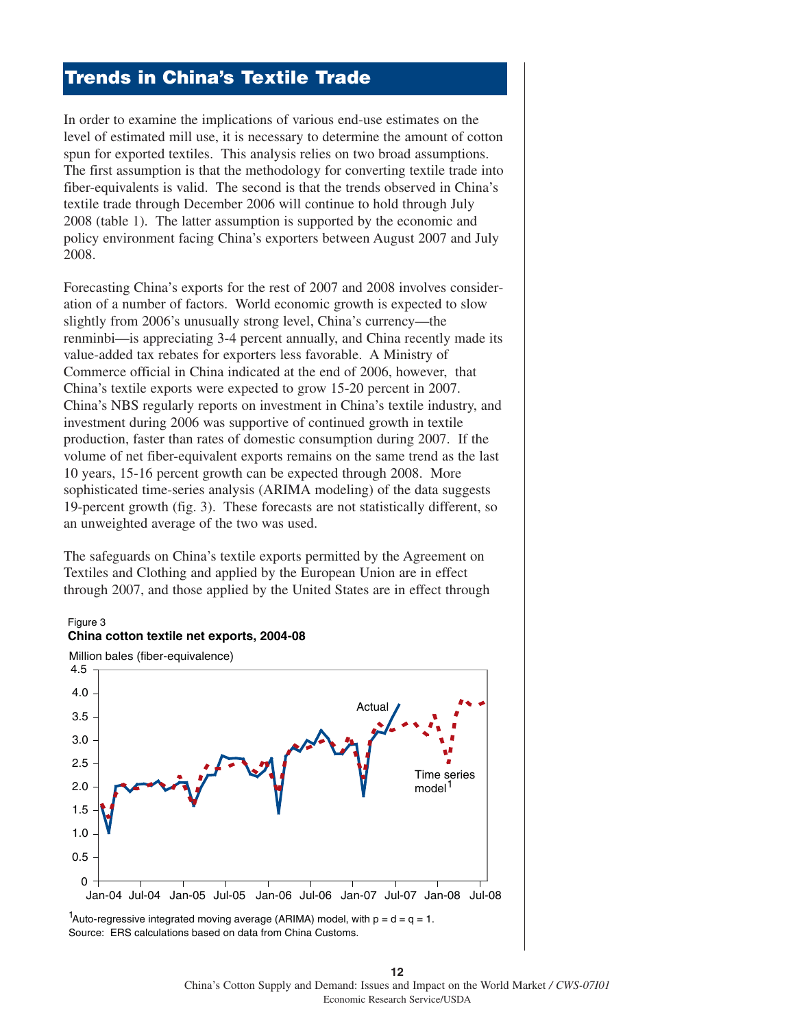## Trends in China's Textile Trade

In order to examine the implications of various end-use estimates on the level of estimated mill use, it is necessary to determine the amount of cotton spun for exported textiles. This analysis relies on two broad assumptions. The first assumption is that the methodology for converting textile trade into fiber-equivalents is valid. The second is that the trends observed in China's textile trade through December 2006 will continue to hold through July 2008 (table 1). The latter assumption is supported by the economic and policy environment facing China's exporters between August 2007 and July 2008.

Forecasting China's exports for the rest of 2007 and 2008 involves consideration of a number of factors. World economic growth is expected to slow slightly from 2006's unusually strong level, China's currency—the renminbi—is appreciating 3-4 percent annually, and China recently made its value-added tax rebates for exporters less favorable. A Ministry of Commerce official in China indicated at the end of 2006, however, that China's textile exports were expected to grow 15-20 percent in 2007. China's NBS regularly reports on investment in China's textile industry, and investment during 2006 was supportive of continued growth in textile production, faster than rates of domestic consumption during 2007. If the volume of net fiber-equivalent exports remains on the same trend as the last 10 years, 15-16 percent growth can be expected through 2008. More sophisticated time-series analysis (ARIMA modeling) of the data suggests 19-percent growth (fig. 3). These forecasts are not statistically different, so an unweighted average of the two was used.

The safeguards on China's textile exports permitted by the Agreement on Textiles and Clothing and applied by the European Union are in effect through 2007, and those applied by the United States are in effect through

Figure 3
**China cotton textile net exports, 2004-08**

Million bales (fiber-equivalence)

[1] Auto-regressive integrated moving average (ARIMA) model, with p = d = q = 1.
Source: ERS calculations based on data from China Customs.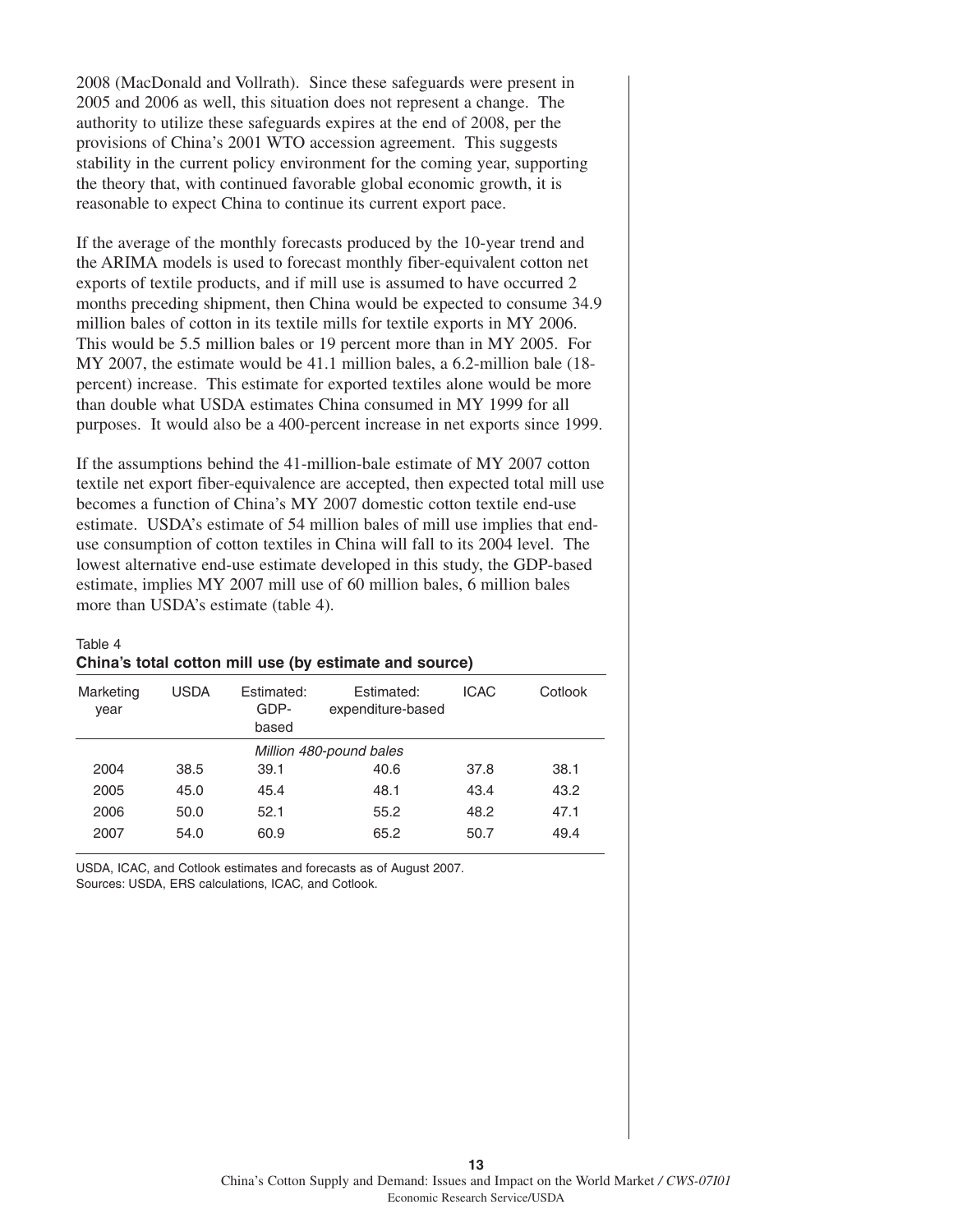2008 (MacDonald and Vollrath). Since these safeguards were present in 2005 and 2006 as well, this situation does not represent a change. The authority to utilize these safeguards expires at the end of 2008, per the provisions of China's 2001 WTO accession agreement. This suggests stability in the current policy environment for the coming year, supporting the theory that, with continued favorable global economic growth, it is reasonable to expect China to continue its current export pace.

If the average of the monthly forecasts produced by the 10-year trend and the ARIMA models is used to forecast monthly fiber-equivalent cotton net exports of textile products, and if mill use is assumed to have occurred 2 months preceding shipment, then China would be expected to consume 34.9 million bales of cotton in its textile mills for textile exports in MY 2006. This would be 5.5 million bales or 19 percent more than in MY 2005. For MY 2007, the estimate would be 41.1 million bales, a 6.2-million bale (18-percent) increase. This estimate for exported textiles alone would be more than double what USDA estimates China consumed in MY 1999 for all purposes. It would also be a 400-percent increase in net exports since 1999.

If the assumptions behind the 41-million-bale estimate of MY 2007 cotton textile net export fiber-equivalence are accepted, then expected total mill use becomes a function of China's MY 2007 domestic cotton textile end-use estimate. USDA's estimate of 54 million bales of mill use implies that end-use consumption of cotton textiles in China will fall to its 2004 level. The lowest alternative end-use estimate developed in this study, the GDP-based estimate, implies MY 2007 mill use of 60 million bales, 6 million bales more than USDA's estimate (table 4).

Table 4
**China's total cotton mill use (by estimate and source)**

| Marketing year | USDA | Estimated: GDP-based | Estimated: expenditure-based | ICAC | Cotlook |
|---|---|---|---|---|---|
| | | | *Million 480-pound bales* | | |
| 2004 | 38.5 | 39.1 | 40.6 | 37.8 | 38.1 |
| 2005 | 45.0 | 45.4 | 48.1 | 43.4 | 43.2 |
| 2006 | 50.0 | 52.1 | 55.2 | 48.2 | 47.1 |
| 2007 | 54.0 | 60.9 | 65.2 | 50.7 | 49.4 |

USDA, ICAC, and Cotlook estimates and forecasts as of August 2007.
Sources: USDA, ERS calculations, ICAC, and Cotlook.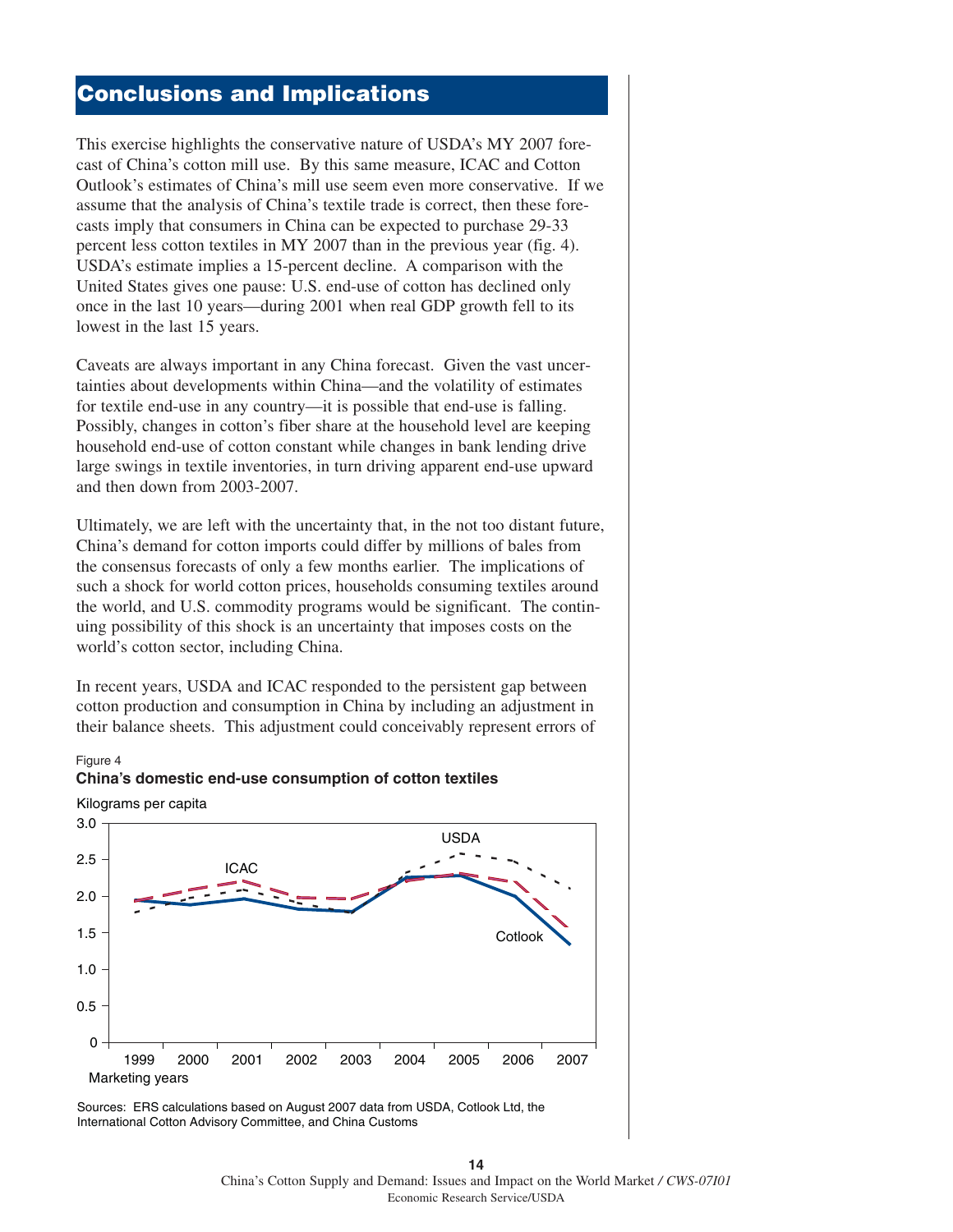## Conclusions and Implications

This exercise highlights the conservative nature of USDA's MY 2007 forecast of China's cotton mill use. By this same measure, ICAC and Cotton Outlook's estimates of China's mill use seem even more conservative. If we assume that the analysis of China's textile trade is correct, then these forecasts imply that consumers in China can be expected to purchase 29-33 percent less cotton textiles in MY 2007 than in the previous year (fig. 4). USDA's estimate implies a 15-percent decline. A comparison with the United States gives one pause: U.S. end-use of cotton has declined only once in the last 10 years—during 2001 when real GDP growth fell to its lowest in the last 15 years.

Caveats are always important in any China forecast. Given the vast uncertainties about developments within China—and the volatility of estimates for textile end-use in any country—it is possible that end-use is falling. Possibly, changes in cotton's fiber share at the household level are keeping household end-use of cotton constant while changes in bank lending drive large swings in textile inventories, in turn driving apparent end-use upward and then down from 2003-2007.

Ultimately, we are left with the uncertainty that, in the not too distant future, China's demand for cotton imports could differ by millions of bales from the consensus forecasts of only a few months earlier. The implications of such a shock for world cotton prices, households consuming textiles around the world, and U.S. commodity programs would be significant. The continuing possibility of this shock is an uncertainty that imposes costs on the world's cotton sector, including China.

In recent years, USDA and ICAC responded to the persistent gap between cotton production and consumption in China by including an adjustment in their balance sheets. This adjustment could conceivably represent errors of

Figure 4

**China's domestic end-use consumption of cotton textiles**

Sources: ERS calculations based on August 2007 data from USDA, Cotlook Ltd, the International Cotton Advisory Committee, and China Customs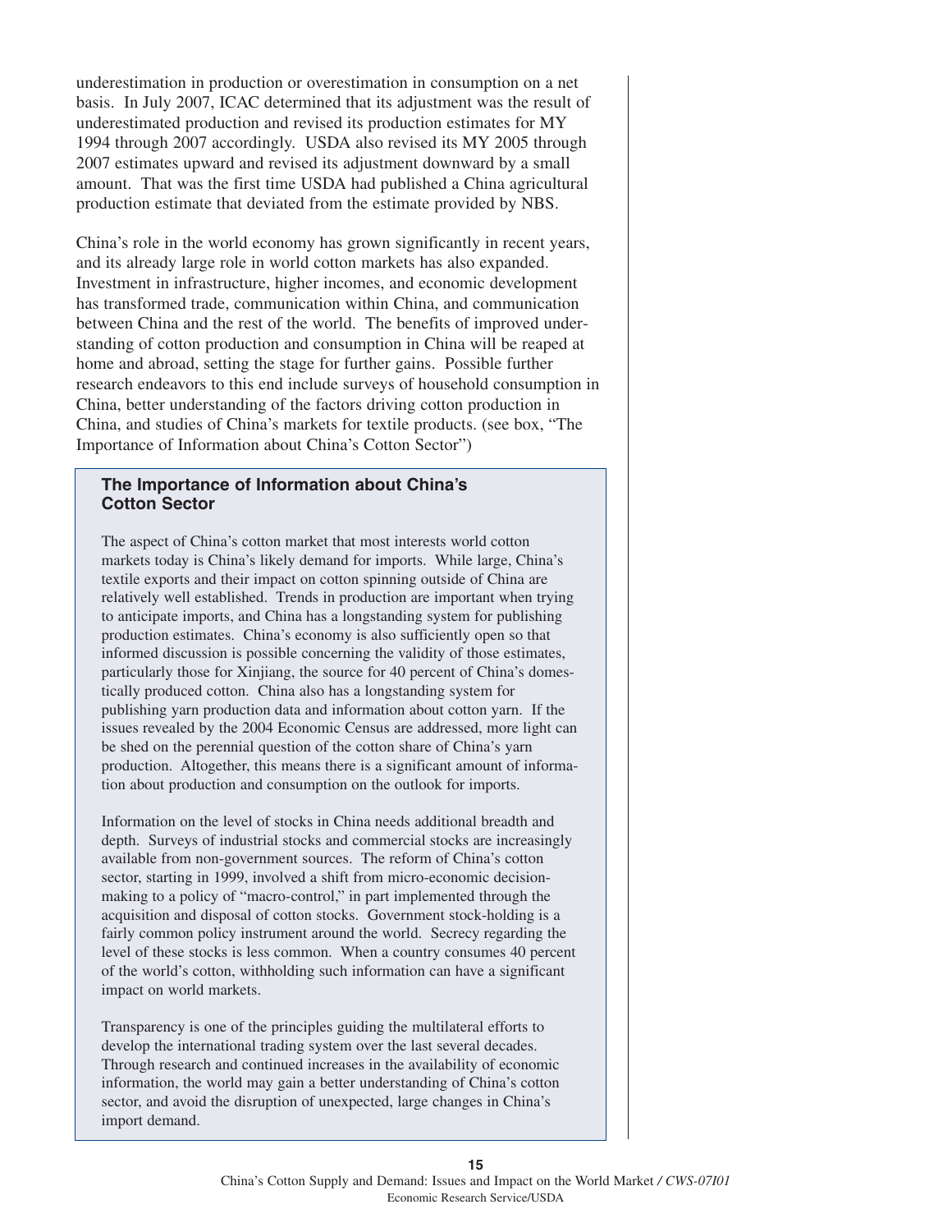underestimation in production or overestimation in consumption on a net basis. In July 2007, ICAC determined that its adjustment was the result of underestimated production and revised its production estimates for MY 1994 through 2007 accordingly. USDA also revised its MY 2005 through 2007 estimates upward and revised its adjustment downward by a small amount. That was the first time USDA had published a China agricultural production estimate that deviated from the estimate provided by NBS.

China's role in the world economy has grown significantly in recent years, and its already large role in world cotton markets has also expanded. Investment in infrastructure, higher incomes, and economic development has transformed trade, communication within China, and communication between China and the rest of the world. The benefits of improved understanding of cotton production and consumption in China will be reaped at home and abroad, setting the stage for further gains. Possible further research endeavors to this end include surveys of household consumption in China, better understanding of the factors driving cotton production in China, and studies of China's markets for textile products. (see box, "The Importance of Information about China's Cotton Sector")

### The Importance of Information about China's Cotton Sector

The aspect of China's cotton market that most interests world cotton markets today is China's likely demand for imports. While large, China's textile exports and their impact on cotton spinning outside of China are relatively well established. Trends in production are important when trying to anticipate imports, and China has a longstanding system for publishing production estimates. China's economy is also sufficiently open so that informed discussion is possible concerning the validity of those estimates, particularly those for Xinjiang, the source for 40 percent of China's domestically produced cotton. China also has a longstanding system for publishing yarn production data and information about cotton yarn. If the issues revealed by the 2004 Economic Census are addressed, more light can be shed on the perennial question of the cotton share of China's yarn production. Altogether, this means there is a significant amount of information about production and consumption on the outlook for imports.

Information on the level of stocks in China needs additional breadth and depth. Surveys of industrial stocks and commercial stocks are increasingly available from non-government sources. The reform of China's cotton sector, starting in 1999, involved a shift from micro-economic decision-making to a policy of "macro-control," in part implemented through the acquisition and disposal of cotton stocks. Government stock-holding is a fairly common policy instrument around the world. Secrecy regarding the level of these stocks is less common. When a country consumes 40 percent of the world's cotton, withholding such information can have a significant impact on world markets.

Transparency is one of the principles guiding the multilateral efforts to develop the international trading system over the last several decades. Through research and continued increases in the availability of economic information, the world may gain a better understanding of China's cotton sector, and avoid the disruption of unexpected, large changes in China's import demand.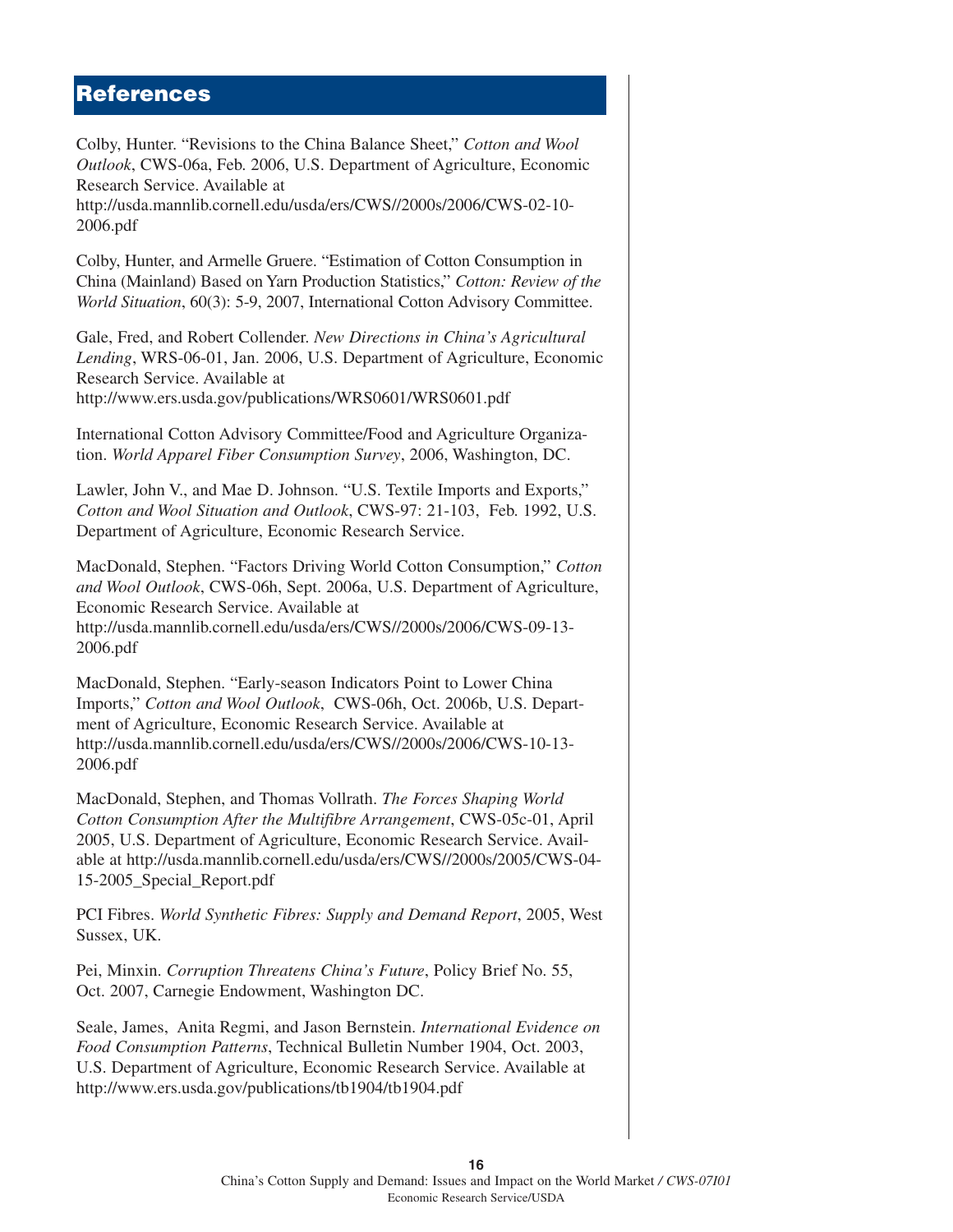# References

Colby, Hunter. "Revisions to the China Balance Sheet," *Cotton and Wool Outlook*, CWS-06a, Feb. 2006, U.S. Department of Agriculture, Economic Research Service. Available at http://usda.mannlib.cornell.edu/usda/ers/CWS//2000s/2006/CWS-02-10-2006.pdf

Colby, Hunter, and Armelle Gruere. "Estimation of Cotton Consumption in China (Mainland) Based on Yarn Production Statistics," *Cotton: Review of the World Situation*, 60(3): 5-9, 2007, International Cotton Advisory Committee.

Gale, Fred, and Robert Collender. *New Directions in China's Agricultural Lending*, WRS-06-01, Jan. 2006, U.S. Department of Agriculture, Economic Research Service. Available at http://www.ers.usda.gov/publications/WRS0601/WRS0601.pdf

International Cotton Advisory Committee/Food and Agriculture Organization. *World Apparel Fiber Consumption Survey*, 2006, Washington, DC.

Lawler, John V., and Mae D. Johnson. "U.S. Textile Imports and Exports," *Cotton and Wool Situation and Outlook*, CWS-97: 21-103, Feb. 1992, U.S. Department of Agriculture, Economic Research Service.

MacDonald, Stephen. "Factors Driving World Cotton Consumption," *Cotton and Wool Outlook*, CWS-06h, Sept. 2006a, U.S. Department of Agriculture, Economic Research Service. Available at http://usda.mannlib.cornell.edu/usda/ers/CWS//2000s/2006/CWS-09-13-2006.pdf

MacDonald, Stephen. "Early-season Indicators Point to Lower China Imports," *Cotton and Wool Outlook*, CWS-06h, Oct. 2006b, U.S. Department of Agriculture, Economic Research Service. Available at http://usda.mannlib.cornell.edu/usda/ers/CWS//2000s/2006/CWS-10-13-2006.pdf

MacDonald, Stephen, and Thomas Vollrath. *The Forces Shaping World Cotton Consumption After the Multifibre Arrangement*, CWS-05c-01, April 2005, U.S. Department of Agriculture, Economic Research Service. Available at http://usda.mannlib.cornell.edu/usda/ers/CWS//2000s/2005/CWS-04-15-2005_Special_Report.pdf

PCI Fibres. *World Synthetic Fibres: Supply and Demand Report*, 2005, West Sussex, UK.

Pei, Minxin. *Corruption Threatens China's Future*, Policy Brief No. 55, Oct. 2007, Carnegie Endowment, Washington DC.

Seale, James, Anita Regmi, and Jason Bernstein. *International Evidence on Food Consumption Patterns*, Technical Bulletin Number 1904, Oct. 2003, U.S. Department of Agriculture, Economic Research Service. Available at http://www.ers.usda.gov/publications/tb1904/tb1904.pdf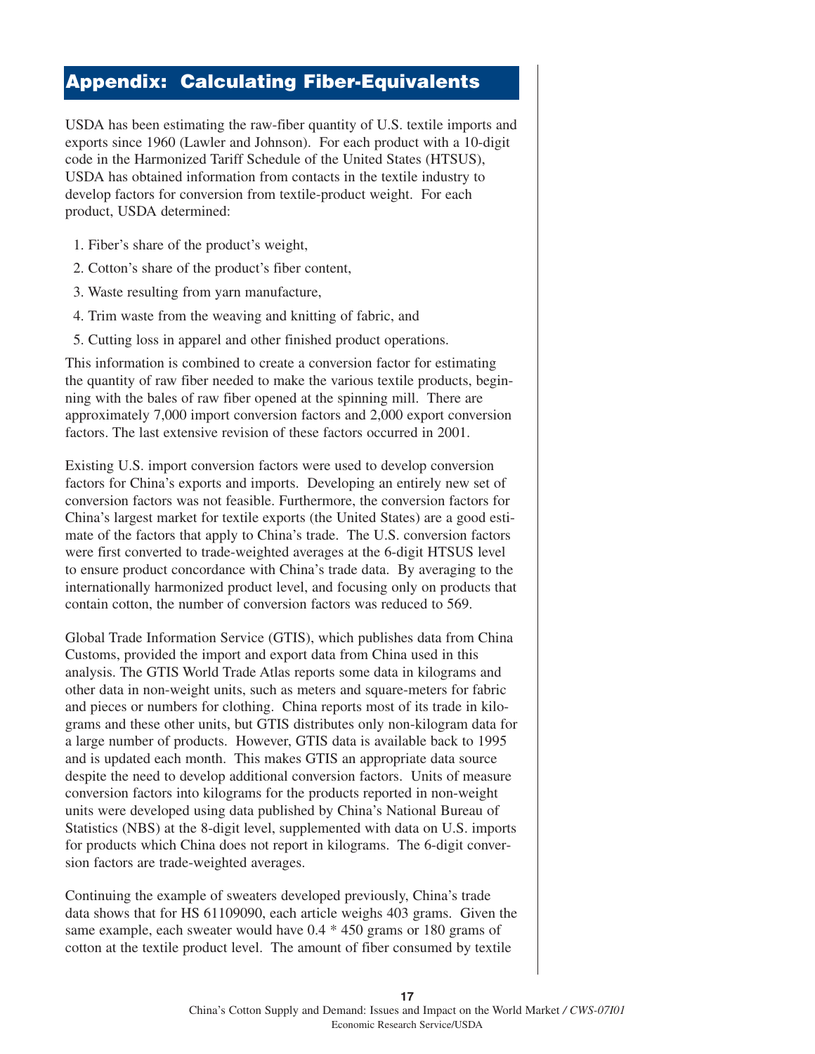## Appendix: Calculating Fiber-Equivalents

USDA has been estimating the raw-fiber quantity of U.S. textile imports and exports since 1960 (Lawler and Johnson). For each product with a 10-digit code in the Harmonized Tariff Schedule of the United States (HTSUS), USDA has obtained information from contacts in the textile industry to develop factors for conversion from textile-product weight. For each product, USDA determined:

1. Fiber's share of the product's weight,
2. Cotton's share of the product's fiber content,
3. Waste resulting from yarn manufacture,
4. Trim waste from the weaving and knitting of fabric, and
5. Cutting loss in apparel and other finished product operations.

This information is combined to create a conversion factor for estimating the quantity of raw fiber needed to make the various textile products, beginning with the bales of raw fiber opened at the spinning mill. There are approximately 7,000 import conversion factors and 2,000 export conversion factors. The last extensive revision of these factors occurred in 2001.

Existing U.S. import conversion factors were used to develop conversion factors for China's exports and imports. Developing an entirely new set of conversion factors was not feasible. Furthermore, the conversion factors for China's largest market for textile exports (the United States) are a good estimate of the factors that apply to China's trade. The U.S. conversion factors were first converted to trade-weighted averages at the 6-digit HTSUS level to ensure product concordance with China's trade data. By averaging to the internationally harmonized product level, and focusing only on products that contain cotton, the number of conversion factors was reduced to 569.

Global Trade Information Service (GTIS), which publishes data from China Customs, provided the import and export data from China used in this analysis. The GTIS World Trade Atlas reports some data in kilograms and other data in non-weight units, such as meters and square-meters for fabric and pieces or numbers for clothing. China reports most of its trade in kilograms and these other units, but GTIS distributes only non-kilogram data for a large number of products. However, GTIS data is available back to 1995 and is updated each month. This makes GTIS an appropriate data source despite the need to develop additional conversion factors. Units of measure conversion factors into kilograms for the products reported in non-weight units were developed using data published by China's National Bureau of Statistics (NBS) at the 8-digit level, supplemented with data on U.S. imports for products which China does not report in kilograms. The 6-digit conversion factors are trade-weighted averages.

Continuing the example of sweaters developed previously, China's trade data shows that for HS 61109090, each article weighs 403 grams. Given the same example, each sweater would have 0.4 * 450 grams or 180 grams of cotton at the textile product level. The amount of fiber consumed by textile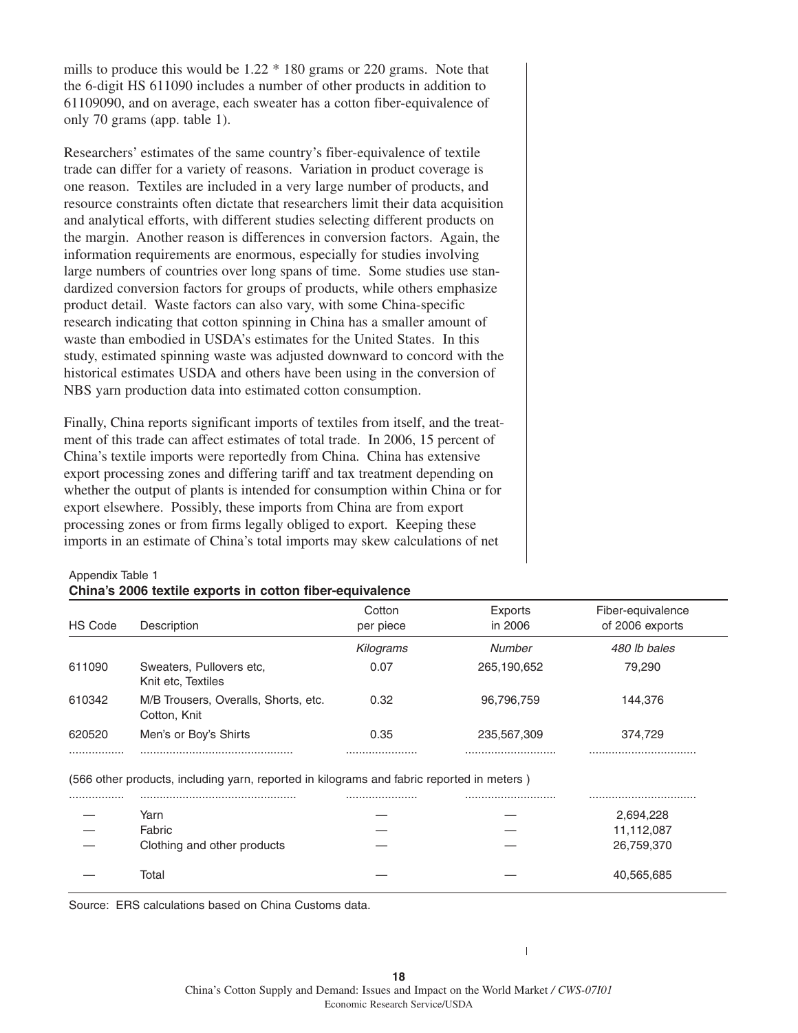mills to produce this would be 1.22 * 180 grams or 220 grams. Note that the 6-digit HS 611090 includes a number of other products in addition to 61109090, and on average, each sweater has a cotton fiber-equivalence of only 70 grams (app. table 1).

Researchers' estimates of the same country's fiber-equivalence of textile trade can differ for a variety of reasons. Variation in product coverage is one reason. Textiles are included in a very large number of products, and resource constraints often dictate that researchers limit their data acquisition and analytical efforts, with different studies selecting different products on the margin. Another reason is differences in conversion factors. Again, the information requirements are enormous, especially for studies involving large numbers of countries over long spans of time. Some studies use standardized conversion factors for groups of products, while others emphasize product detail. Waste factors can also vary, with some China-specific research indicating that cotton spinning in China has a smaller amount of waste than embodied in USDA's estimates for the United States. In this study, estimated spinning waste was adjusted downward to concord with the historical estimates USDA and others have been using in the conversion of NBS yarn production data into estimated cotton consumption.

Finally, China reports significant imports of textiles from itself, and the treatment of this trade can affect estimates of total trade. In 2006, 15 percent of China's textile imports were reportedly from China. China has extensive export processing zones and differing tariff and tax treatment depending on whether the output of plants is intended for consumption within China or for export elsewhere. Possibly, these imports from China are from export processing zones or from firms legally obliged to export. Keeping these imports in an estimate of China's total imports may skew calculations of net

Appendix Table 1
**China's 2006 textile exports in cotton fiber-equivalence**

| HS Code | Description | Cotton per piece | Exports in 2006 | Fiber-equivalence of 2006 exports |
|---|---|---|---|---|
| | | *Kilograms* | *Number* | *480 lb bales* |
| 611090 | Sweaters, Pullovers etc, Knit etc, Textiles | 0.07 | 265,190,652 | 79,290 |
| 610342 | M/B Trousers, Overalls, Shorts, etc. Cotton, Knit | 0.32 | 96,796,759 | 144,376 |
| 620520 | Men's or Boy's Shirts | 0.35 | 235,567,309 | 374,729 |
| ................ | ............................................... | ...................... | ............................ | ................................ |
| | (566 other products, including yarn, reported in kilograms and fabric reported in meters ) | | | |
| ................ | ............................................... | ...................... | ............................ | ................................ |
| — | Yarn | — | — | 2,694,228 |
| — | Fabric | — | — | 11,112,087 |
| — | Clothing and other products | — | — | 26,759,370 |
| — | Total | — | — | 40,565,685 |

Source: ERS calculations based on China Customs data.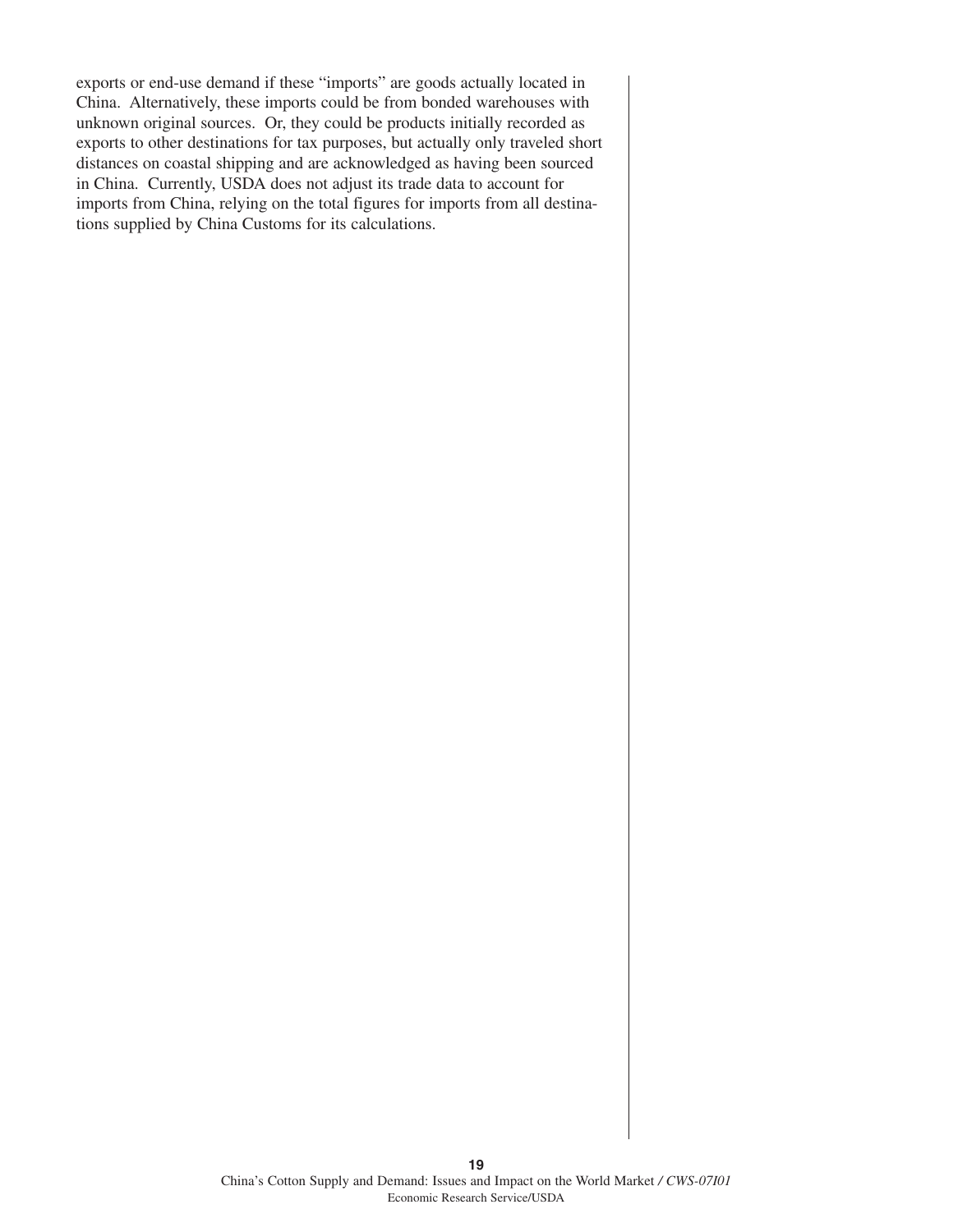exports or end-use demand if these "imports" are goods actually located in China. Alternatively, these imports could be from bonded warehouses with unknown original sources. Or, they could be products initially recorded as exports to other destinations for tax purposes, but actually only traveled short distances on coastal shipping and are acknowledged as having been sourced in China. Currently, USDA does not adjust its trade data to account for imports from China, relying on the total figures for imports from all destinations supplied by China Customs for its calculations.